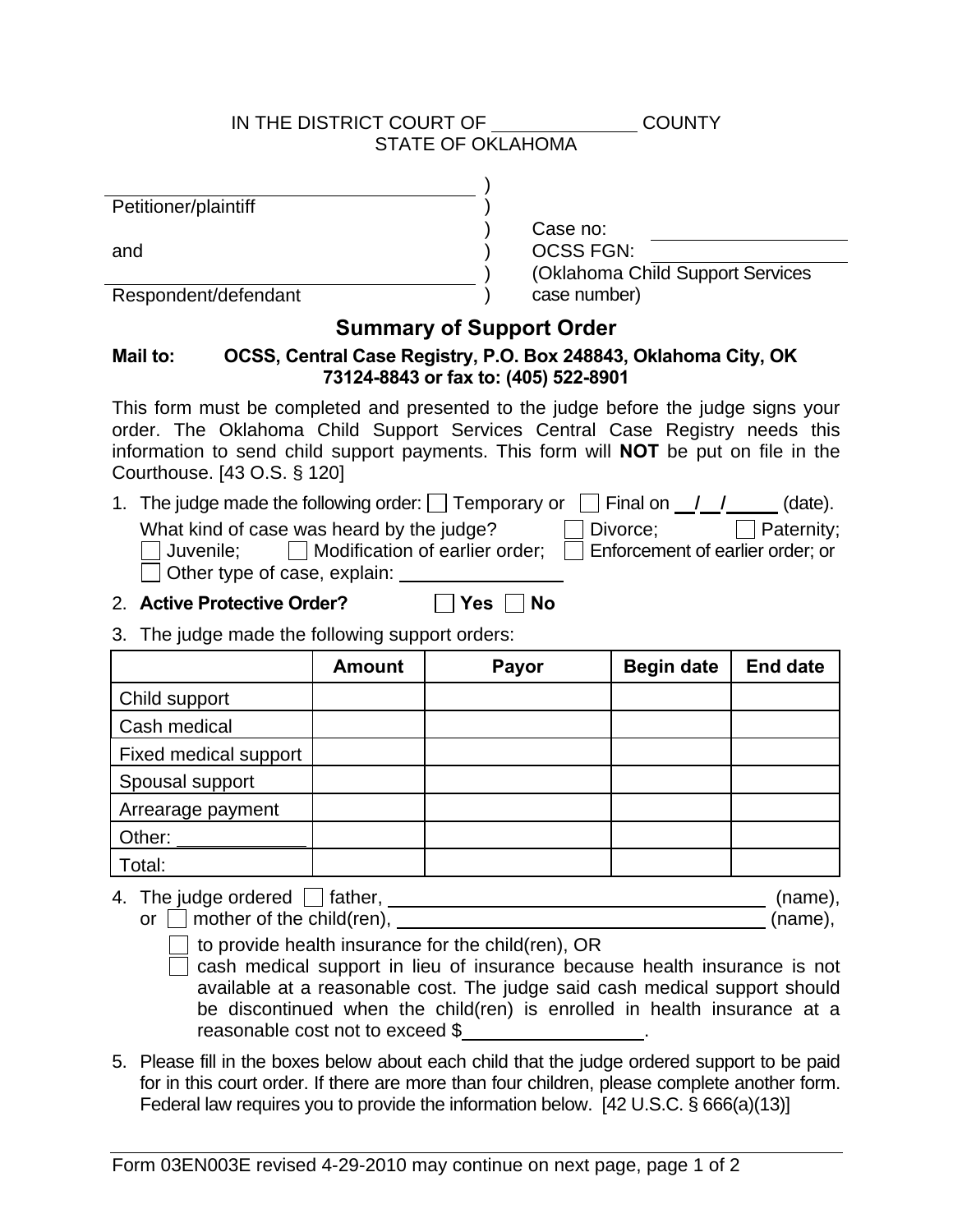IN THE DISTRICT COURT OF ______________ COUNTY
STATE OF OKLAHOMA

______________________________ )
Petitioner/plaintiff )
)
and )
)
______________________________ )
Respondent/defendant )

Case no: ______________
OCSS FGN: ______________
(Oklahoma Child Support Services case number)

## Summary of Support Order

**Mail to: OCSS, Central Case Registry, P.O. Box 248843, Oklahoma City, OK 73124-8843 or fax to: (405) 522-8901**

This form must be completed and presented to the judge before the judge signs your order. The Oklahoma Child Support Services Central Case Registry needs this information to send child support payments. This form will **NOT** be put on file in the Courthouse. [43 O.S. § 120]

1. The judge made the following order: ☐ Temporary or ☐ Final on __/__/____ (date).
   What kind of case was heard by the judge? ☐ Divorce; ☐ Paternity; ☐ Juvenile; ☐ Modification of earlier order; ☐ Enforcement of earlier order; or ☐ Other type of case, explain: ______________

2. **Active Protective Order?** ☐ **Yes** ☐ **No**

3. The judge made the following support orders:

| | Amount | Payor | Begin date | End date |
|---|---|---|---|---|
| Child support | | | | |
| Cash medical | | | | |
| Fixed medical support | | | | |
| Spousal support | | | | |
| Arrearage payment | | | | |
| Other: ____________ | | | | |
| Total: | | | | |

4. The judge ordered ☐ father, ______________________________ (name),
   or ☐ mother of the child(ren), ______________________________ (name),
   ☐ to provide health insurance for the child(ren), OR
   ☐ cash medical support in lieu of insurance because health insurance is not available at a reasonable cost. The judge said cash medical support should be discontinued when the child(ren) is enrolled in health insurance at a reasonable cost not to exceed $______________.

5. Please fill in the boxes below about each child that the judge ordered support to be paid for in this court order. If there are more than four children, please complete another form. Federal law requires you to provide the information below. [42 U.S.C. § 666(a)(13)]

Form 03EN003E revised 4-29-2010 may continue on next page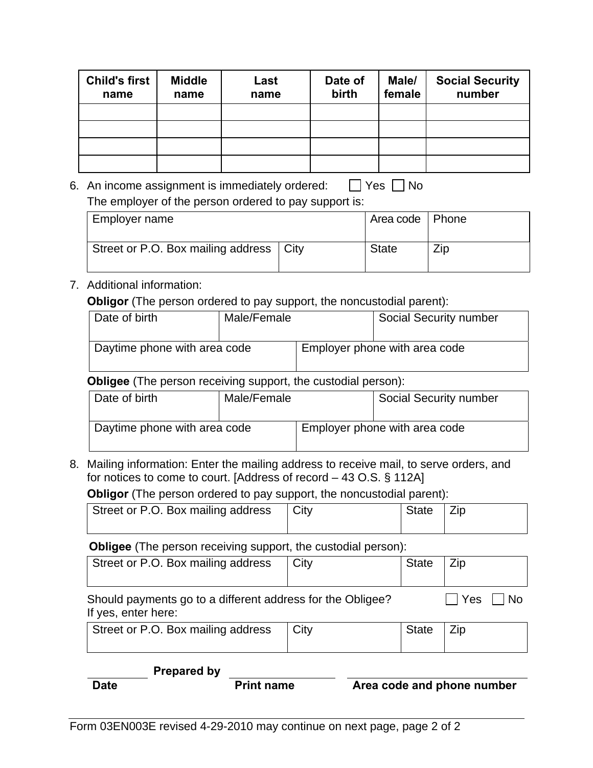| Child's first name | Middle name | Last name | Date of birth | Male/ female | Social Security number |
| --- | --- | --- | --- | --- | --- |
| | | | | | |
| | | | | | |
| | | | | | |
| | | | | | |

6. An income assignment is immediately ordered: ☐ Yes ☐ No

   The employer of the person ordered to pay support is:

| Employer name | | Area code | Phone |
| --- | --- | --- | --- |
| Street or P.O. Box mailing address | City | State | Zip |

7. Additional information:

   **Obligor** (The person ordered to pay support, the noncustodial parent):

| Date of birth | Male/Female | Social Security number |
| --- | --- | --- |
| Daytime phone with area code | Employer phone with area code | |

   **Obligee** (The person receiving support, the custodial person):

| Date of birth | Male/Female | Social Security number |
| --- | --- | --- |
| Daytime phone with area code | Employer phone with area code | |

8. Mailing information: Enter the mailing address to receive mail, to serve orders, and for notices to come to court. [Address of record – 43 O.S. § 112A]

   **Obligor** (The person ordered to pay support, the noncustodial parent):

| Street or P.O. Box mailing address | City | State | Zip |
| --- | --- | --- | --- |
| | | | |

   **Obligee** (The person receiving support, the custodial person):

| Street or P.O. Box mailing address | City | State | Zip |
| --- | --- | --- | --- |
| | | | |

   Should payments go to a different address for the Obligee? ☐ Yes ☐ No

   If yes, enter here:

| Street or P.O. Box mailing address | City | State | Zip |
| --- | --- | --- | --- |
| | | | |

______________ **Prepared by** ______________ ______________

**Date** **Print name** **Area code and phone number**

Form 03EN003E revised 4-29-2010 may continue on next page